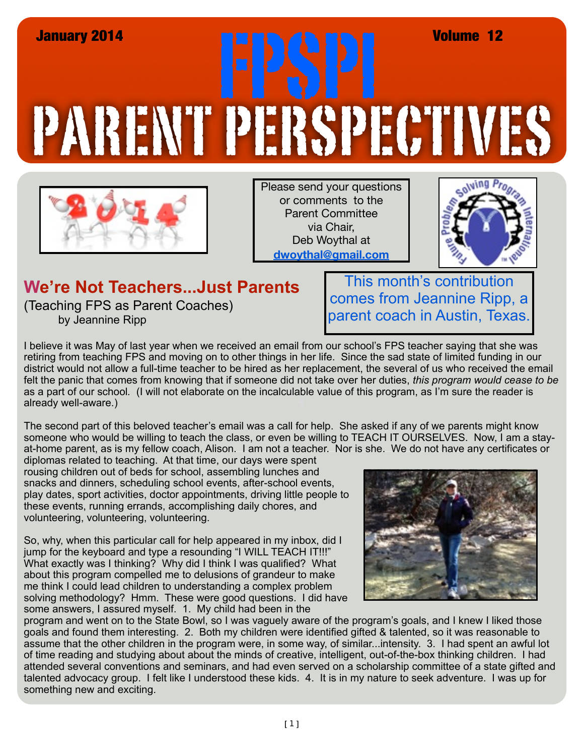January 2014 | Volume 12

# FPSPI PARENT PERSPECTIVES

Please send your questions or comments to the Parent Committee via Chair, Deb Woythal at **dwoythal@gmail.com**

## We're Not Teachers...Just Parents

(Teaching FPS as Parent Coaches)
by Jeannine Ripp

This month's contribution comes from Jeannine Ripp, a parent coach in Austin, Texas.

I believe it was May of last year when we received an email from our school's FPS teacher saying that she was retiring from teaching FPS and moving on to other things in her life. Since the sad state of limited funding in our district would not allow a full-time teacher to be hired as her replacement, the several of us who received the email felt the panic that comes from knowing that if someone did not take over her duties, *this program would cease to be* as a part of our school. (I will not elaborate on the incalculable value of this program, as I'm sure the reader is already well-aware.)

The second part of this beloved teacher's email was a call for help. She asked if any of we parents might know someone who would be willing to teach the class, or even be willing to TEACH IT OURSELVES. Now, I am a stay-at-home parent, as is my fellow coach, Alison. I am not a teacher. Nor is she. We do not have any certificates or diplomas related to teaching. At that time, our days were spent rousing children out of beds for school, assembling lunches and snacks and dinners, scheduling school events, after-school events, play dates, sport activities, doctor appointments, driving little people to these events, running errands, accomplishing daily chores, and volunteering, volunteering, volunteering.

So, why, when this particular call for help appeared in my inbox, did I jump for the keyboard and type a resounding "I WILL TEACH IT!!!" What exactly was I thinking? Why did I think I was qualified? What about this program compelled me to delusions of grandeur to make me think I could lead children to understanding a complex problem solving methodology? Hmm. These were good questions. I did have some answers, I assured myself. 1. My child had been in the program and went on to the State Bowl, so I was vaguely aware of the program's goals, and I knew I liked those goals and found them interesting. 2. Both my children were identified gifted & talented, so it was reasonable to assume that the other children in the program were, in some way, of similar...intensity. 3. I had spent an awful lot of time reading and studying about about the minds of creative, intelligent, out-of-the-box thinking children. I had attended several conventions and seminars, and had even served on a scholarship committee of a state gifted and talented advocacy group. I felt like I understood these kids. 4. It is in my nature to seek adventure. I was up for something new and exciting.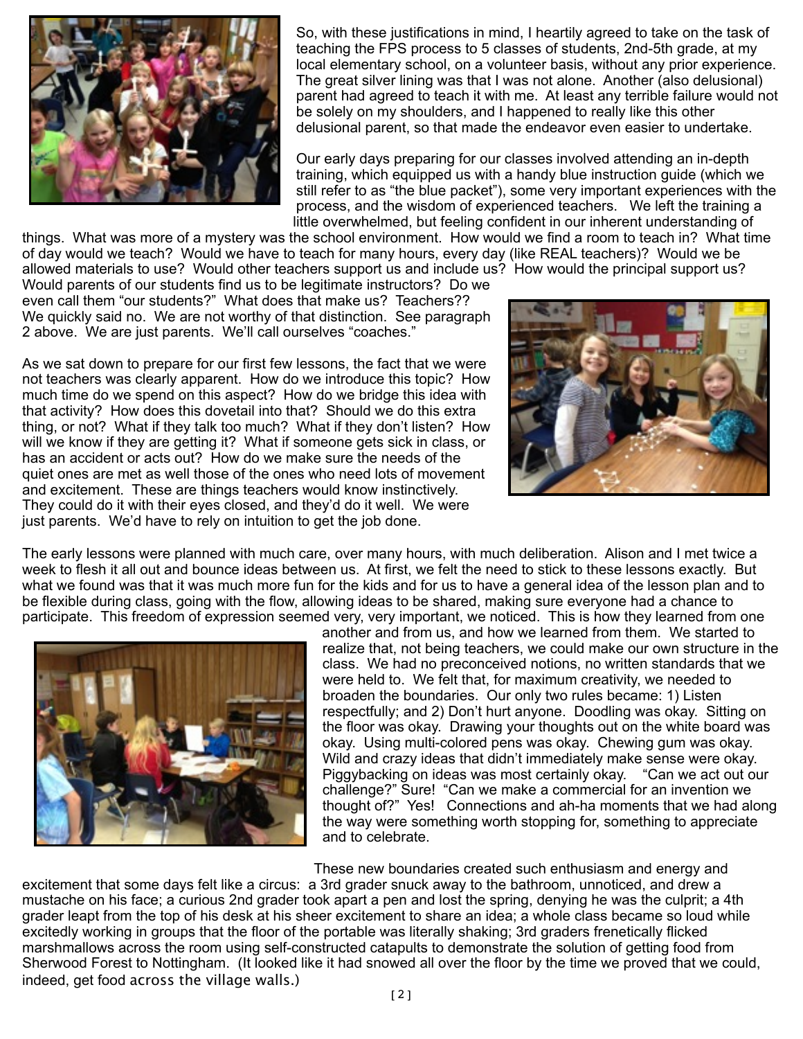So, with these justifications in mind, I heartily agreed to take on the task of teaching the FPS process to 5 classes of students, 2nd-5th grade, at my local elementary school, on a volunteer basis, without any prior experience. The great silver lining was that I was not alone. Another (also delusional) parent had agreed to teach it with me. At least any terrible failure would not be solely on my shoulders, and I happened to really like this other delusional parent, so that made the endeavor even easier to undertake.

Our early days preparing for our classes involved attending an in-depth training, which equipped us with a handy blue instruction guide (which we still refer to as "the blue packet"), some very important experiences with the process, and the wisdom of experienced teachers. We left the training a little overwhelmed, but feeling confident in our inherent understanding of things. What was more of a mystery was the school environment. How would we find a room to teach in? What time of day would we teach? Would we have to teach for many hours, every day (like REAL teachers)? Would we be allowed materials to use? Would other teachers support us and include us? How would the principal support us? Would parents of our students find us to be legitimate instructors? Do we even call them "our students?" What does that make us? Teachers?? We quickly said no. We are not worthy of that distinction. See paragraph 2 above. We are just parents. We'll call ourselves "coaches."

As we sat down to prepare for our first few lessons, the fact that we were not teachers was clearly apparent. How do we introduce this topic? How much time do we spend on this aspect? How do we bridge this idea with that activity? How does this dovetail into that? Should we do this extra thing, or not? What if they talk too much? What if they don't listen? How will we know if they are getting it? What if someone gets sick in class, or has an accident or acts out? How do we make sure the needs of the quiet ones are met as well those of the ones who need lots of movement and excitement. These are things teachers would know instinctively. They could do it with their eyes closed, and they'd do it well. We were just parents. We'd have to rely on intuition to get the job done.

The early lessons were planned with much care, over many hours, with much deliberation. Alison and I met twice a week to flesh it all out and bounce ideas between us. At first, we felt the need to stick to these lessons exactly. But what we found was that it was much more fun for the kids and for us to have a general idea of the lesson plan and to be flexible during class, going with the flow, allowing ideas to be shared, making sure everyone had a chance to participate. This freedom of expression seemed very, very important, we noticed. This is how they learned from one another and from us, and how we learned from them. We started to realize that, not being teachers, we could make our own structure in the class. We had no preconceived notions, no written standards that we were held to. We felt that, for maximum creativity, we needed to broaden the boundaries. Our only two rules became: 1) Listen respectfully; and 2) Don't hurt anyone. Doodling was okay. Sitting on the floor was okay. Drawing your thoughts out on the white board was okay. Using multi-colored pens was okay. Chewing gum was okay. Wild and crazy ideas that didn't immediately make sense were okay. Piggybacking on ideas was most certainly okay. "Can we act out our challenge?" Sure! "Can we make a commercial for an invention we thought of?" Yes! Connections and ah-ha moments that we had along the way were something worth stopping for, something to appreciate and to celebrate.

These new boundaries created such enthusiasm and energy and excitement that some days felt like a circus: a 3rd grader snuck away to the bathroom, unnoticed, and drew a mustache on his face; a curious 2nd grader took apart a pen and lost the spring, denying he was the culprit; a 4th grader leapt from the top of his desk at his sheer excitement to share an idea; a whole class became so loud while excitedly working in groups that the floor of the portable was literally shaking; 3rd graders frenetically flicked marshmallows across the room using self-constructed catapults to demonstrate the solution of getting food from Sherwood Forest to Nottingham. (It looked like it had snowed all over the floor by the time we proved that we could, indeed, get food across the village walls.)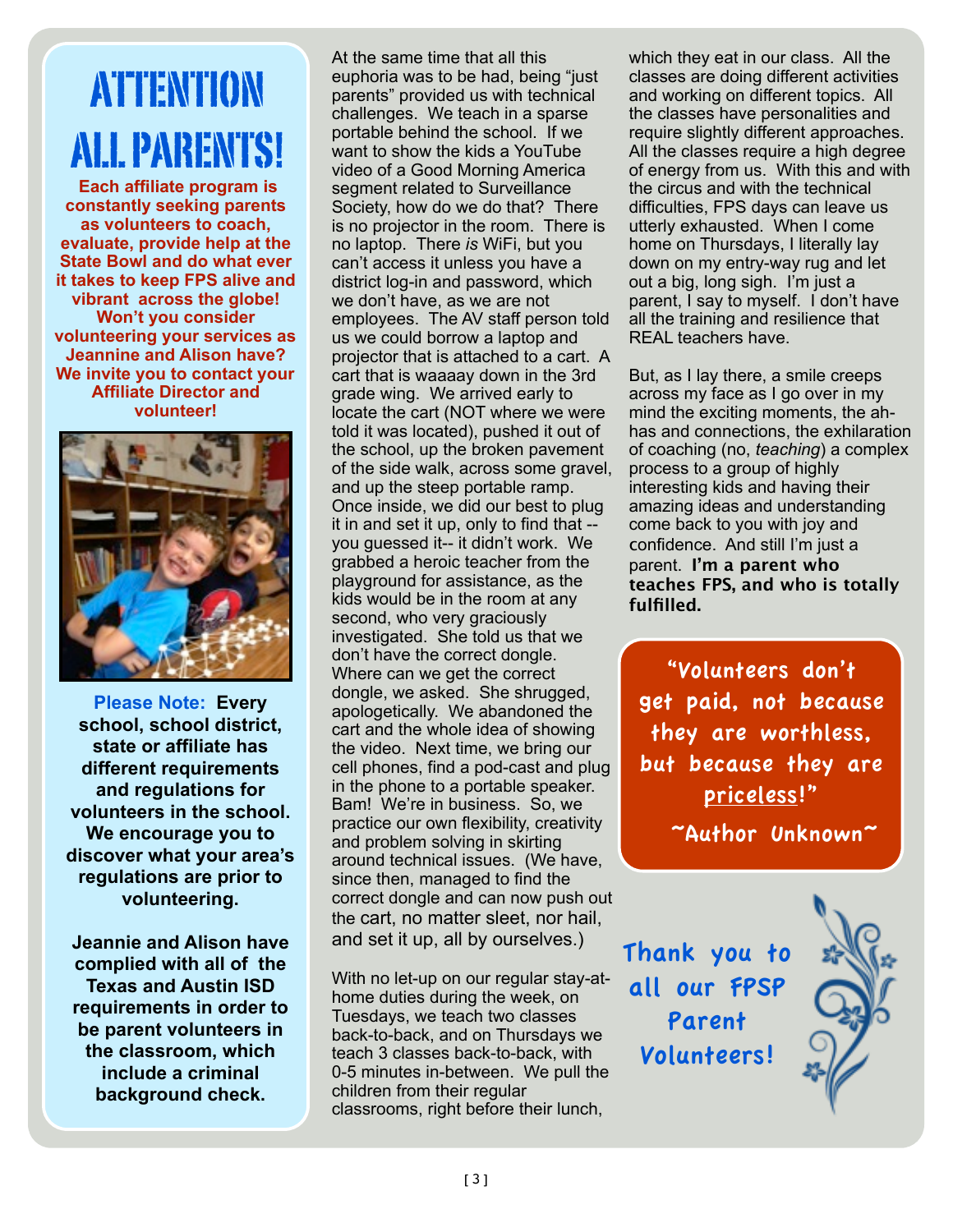# ATTENTION ALL PARENTS!

**Each affiliate program is constantly seeking parents as volunteers to coach, evaluate, provide help at the State Bowl and do what ever it takes to keep FPS alive and vibrant across the globe! Won't you consider volunteering your services as Jeannine and Alison have? We invite you to contact your Affiliate Director and volunteer!**

**Please Note: Every school, school district, state or affiliate has different requirements and regulations for volunteers in the school. We encourage you to discover what your area's regulations are prior to volunteering.**

**Jeannie and Alison have complied with all of the Texas and Austin ISD requirements in order to be parent volunteers in the classroom, which include a criminal background check.**

At the same time that all this euphoria was to be had, being "just parents" provided us with technical challenges. We teach in a sparse portable behind the school. If we want to show the kids a YouTube video of a Good Morning America segment related to Surveillance Society, how do we do that? There is no projector in the room. There is no laptop. There *is* WiFi, but you can't access it unless you have a district log-in and password, which we don't have, as we are not employees. The AV staff person told us we could borrow a laptop and projector that is attached to a cart. A cart that is waaaay down in the 3rd grade wing. We arrived early to locate the cart (NOT where we were told it was located), pushed it out of the school, up the broken pavement of the side walk, across some gravel, and up the steep portable ramp. Once inside, we did our best to plug it in and set it up, only to find that -- you guessed it-- it didn't work. We grabbed a heroic teacher from the playground for assistance, as the kids would be in the room at any second, who very graciously investigated. She told us that we don't have the correct dongle. Where can we get the correct dongle, we asked. She shrugged, apologetically. We abandoned the cart and the whole idea of showing the video. Next time, we bring our cell phones, find a pod-cast and plug in the phone to a portable speaker. Bam! We're in business. So, we practice our own flexibility, creativity and problem solving in skirting around technical issues. (We have, since then, managed to find the correct dongle and can now push out the cart, no matter sleet, nor hail, and set it up, all by ourselves.)

With no let-up on our regular stay-at-home duties during the week, on Tuesdays, we teach two classes back-to-back, and on Thursdays we teach 3 classes back-to-back, with 0-5 minutes in-between. We pull the children from their regular classrooms, right before their lunch, which they eat in our class. All the classes are doing different activities and working on different topics. All the classes have personalities and require slightly different approaches. All the classes require a high degree of energy from us. With this and with the circus and with the technical difficulties, FPS days can leave us utterly exhausted. When I come home on Thursdays, I literally lay down on my entry-way rug and let out a big, long sigh. I'm just a parent, I say to myself. I don't have all the training and resilience that REAL teachers have.

But, as I lay there, a smile creeps across my face as I go over in my mind the exciting moments, the ah-has and connections, the exhilaration of coaching (no, *teaching*) a complex process to a group of highly interesting kids and having their amazing ideas and understanding come back to you with joy and confidence. And still I'm just a parent. **I'm a parent who teaches FPS, and who is totally fulfilled.**

> "Volunteers don't get paid, not because they are worthless, but because they are priceless!"
>
> ~Author Unknown~

**Thank you to all our FPSP Parent Volunteers!**